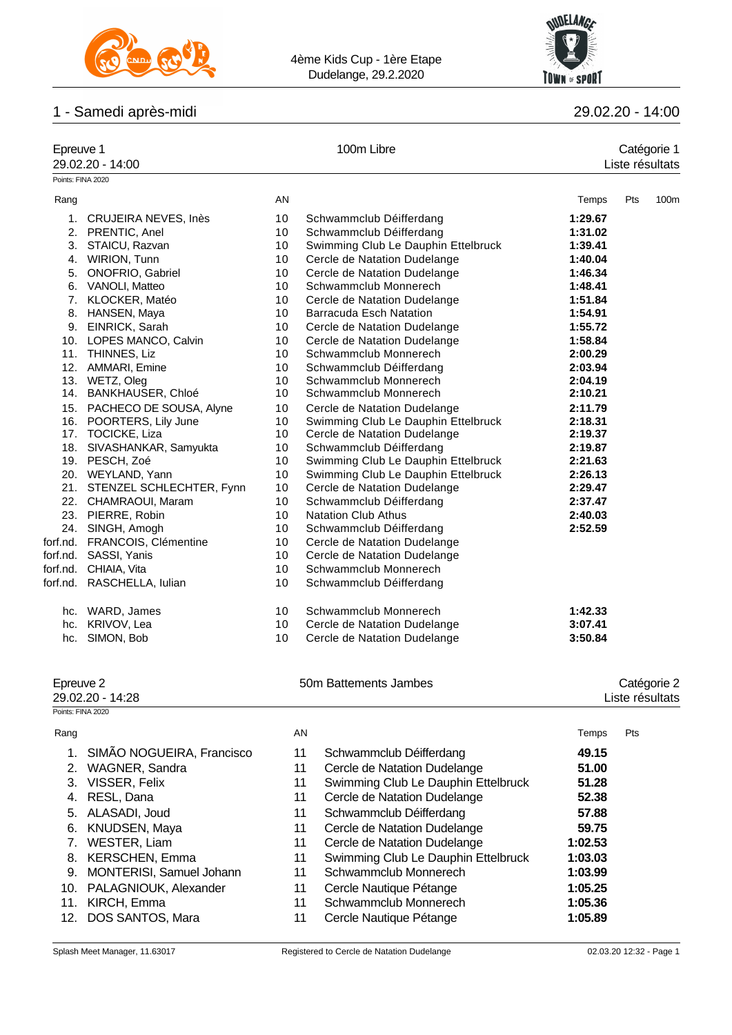4ème Kids Cup - 1ère Etape
Dudelange, 29.2.2020

## 1 - Samedi après-midi

29.02.20 - 14:00

### Epreuve 1 — 100m Libre — Catégorie 1

29.02.20 - 14:00 — Liste résultats

Points: FINA 2020

| Rang | | AN | | Temps | Pts | 100m |
|---|---|---|---|---|---|---|
| 1. | CRUJEIRA NEVES, Inès | 10 | Schwammclub Déifferdang | **1:29.67** | | |
| 2. | PRENTIC, Anel | 10 | Schwammclub Déifferdang | **1:31.02** | | |
| 3. | STAICU, Razvan | 10 | Swimming Club Le Dauphin Ettelbruck | **1:39.41** | | |
| 4. | WIRION, Tunn | 10 | Cercle de Natation Dudelange | **1:40.04** | | |
| 5. | ONOFRIO, Gabriel | 10 | Cercle de Natation Dudelange | **1:46.34** | | |
| 6. | VANOLI, Matteo | 10 | Schwammclub Monnerech | **1:48.41** | | |
| 7. | KLOCKER, Matéo | 10 | Cercle de Natation Dudelange | **1:51.84** | | |
| 8. | HANSEN, Maya | 10 | Barracuda Esch Natation | **1:54.91** | | |
| 9. | EINRICK, Sarah | 10 | Cercle de Natation Dudelange | **1:55.72** | | |
| 10. | LOPES MANCO, Calvin | 10 | Cercle de Natation Dudelange | **1:58.84** | | |
| 11. | THINNES, Liz | 10 | Schwammclub Monnerech | **2:00.29** | | |
| 12. | AMMARI, Emine | 10 | Schwammclub Déifferdang | **2:03.94** | | |
| 13. | WETZ, Oleg | 10 | Schwammclub Monnerech | **2:04.19** | | |
| 14. | BANKHAUSER, Chloé | 10 | Schwammclub Monnerech | **2:10.21** | | |
| 15. | PACHECO DE SOUSA, Alyne | 10 | Cercle de Natation Dudelange | **2:11.79** | | |
| 16. | POORTERS, Lily June | 10 | Swimming Club Le Dauphin Ettelbruck | **2:18.31** | | |
| 17. | TOCICKE, Liza | 10 | Cercle de Natation Dudelange | **2:19.37** | | |
| 18. | SIVASHANKAR, Samyukta | 10 | Schwammclub Déifferdang | **2:19.87** | | |
| 19. | PESCH, Zoé | 10 | Swimming Club Le Dauphin Ettelbruck | **2:21.63** | | |
| 20. | WEYLAND, Yann | 10 | Swimming Club Le Dauphin Ettelbruck | **2:26.13** | | |
| 21. | STENZEL SCHLECHTER, Fynn | 10 | Cercle de Natation Dudelange | **2:29.47** | | |
| 22. | CHAMRAOUI, Maram | 10 | Schwammclub Déifferdang | **2:37.47** | | |
| 23. | PIERRE, Robin | 10 | Natation Club Athus | **2:40.03** | | |
| 24. | SINGH, Amogh | 10 | Schwammclub Déifferdang | **2:52.59** | | |
| forf.nd. | FRANCOIS, Clémentine | 10 | Cercle de Natation Dudelange | | | |
| forf.nd. | SASSI, Yanis | 10 | Cercle de Natation Dudelange | | | |
| forf.nd. | CHIAIA, Vita | 10 | Schwammclub Monnerech | | | |
| forf.nd. | RASCHELLA, Iulian | 10 | Schwammclub Déifferdang | | | |
| hc. | WARD, James | 10 | Schwammclub Monnerech | **1:42.33** | | |
| hc. | KRIVOV, Lea | 10 | Cercle de Natation Dudelange | **3:07.41** | | |
| hc. | SIMON, Bob | 10 | Cercle de Natation Dudelange | **3:50.84** | | |

### Epreuve 2 — 50m Battements Jambes — Catégorie 2

29.02.20 - 14:28 — Liste résultats

Points: FINA 2020

| Rang | | AN | | Temps | Pts |
|---|---|---|---|---|---|
| 1. | SIMÃO NOGUEIRA, Francisco | 11 | Schwammclub Déifferdang | **49.15** | |
| 2. | WAGNER, Sandra | 11 | Cercle de Natation Dudelange | **51.00** | |
| 3. | VISSER, Felix | 11 | Swimming Club Le Dauphin Ettelbruck | **51.28** | |
| 4. | RESL, Dana | 11 | Cercle de Natation Dudelange | **52.38** | |
| 5. | ALASADI, Joud | 11 | Schwammclub Déifferdang | **57.88** | |
| 6. | KNUDSEN, Maya | 11 | Cercle de Natation Dudelange | **59.75** | |
| 7. | WESTER, Liam | 11 | Cercle de Natation Dudelange | **1:02.53** | |
| 8. | KERSCHEN, Emma | 11 | Swimming Club Le Dauphin Ettelbruck | **1:03.03** | |
| 9. | MONTERISI, Samuel Johann | 11 | Schwammclub Monnerech | **1:03.99** | |
| 10. | PALAGNIOUK, Alexander | 11 | Cercle Nautique Pétange | **1:05.25** | |
| 11. | KIRCH, Emma | 11 | Schwammclub Monnerech | **1:05.36** | |
| 12. | DOS SANTOS, Mara | 11 | Cercle Nautique Pétange | **1:05.89** | |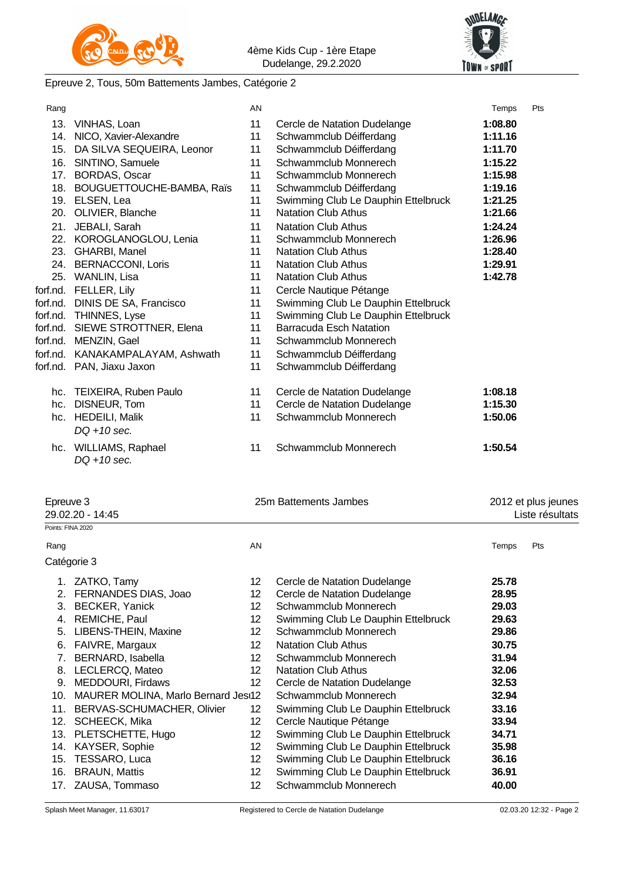4ème Kids Cup - 1ère Etape
Dudelange, 29.2.2020

Epreuve 2, Tous, 50m Battements Jambes, Catégorie 2

| Rang | | AN | | Temps | Pts |
|---|---|---|---|---|---|
| 13. | VINHAS, Loan | 11 | Cercle de Natation Dudelange | **1:08.80** | |
| 14. | NICO, Xavier-Alexandre | 11 | Schwammclub Déifferdang | **1:11.16** | |
| 15. | DA SILVA SEQUEIRA, Leonor | 11 | Schwammclub Déifferdang | **1:11.70** | |
| 16. | SINTINO, Samuele | 11 | Schwammclub Monnerech | **1:15.22** | |
| 17. | BORDAS, Oscar | 11 | Schwammclub Monnerech | **1:15.98** | |
| 18. | BOUGUETTOUCHE-BAMBA, Raïs | 11 | Schwammclub Déifferdang | **1:19.16** | |
| 19. | ELSEN, Lea | 11 | Swimming Club Le Dauphin Ettelbruck | **1:21.25** | |
| 20. | OLIVIER, Blanche | 11 | Natation Club Athus | **1:21.66** | |
| 21. | JEBALI, Sarah | 11 | Natation Club Athus | **1:24.24** | |
| 22. | KOROGLANOGLOU, Lenia | 11 | Schwammclub Monnerech | **1:26.96** | |
| 23. | GHARBI, Manel | 11 | Natation Club Athus | **1:28.40** | |
| 24. | BERNACCONI, Loris | 11 | Natation Club Athus | **1:29.91** | |
| 25. | WANLIN, Lisa | 11 | Natation Club Athus | **1:42.78** | |
| forf.nd. | FELLER, Lily | 11 | Cercle Nautique Pétange | | |
| forf.nd. | DINIS DE SA, Francisco | 11 | Swimming Club Le Dauphin Ettelbruck | | |
| forf.nd. | THINNES, Lyse | 11 | Swimming Club Le Dauphin Ettelbruck | | |
| forf.nd. | SIEWE STROTTNER, Elena | 11 | Barracuda Esch Natation | | |
| forf.nd. | MENZIN, Gael | 11 | Schwammclub Monnerech | | |
| forf.nd. | KANAKAMPALAYAM, Ashwath | 11 | Schwammclub Déifferdang | | |
| forf.nd. | PAN, Jiaxu Jaxon | 11 | Schwammclub Déifferdang | | |
| hc. | TEIXEIRA, Ruben Paulo | 11 | Cercle de Natation Dudelange | **1:08.18** | |
| hc. | DISNEUR, Tom | 11 | Cercle de Natation Dudelange | **1:15.30** | |
| hc. | HEDEILI, Malik *DQ +10 sec.* | 11 | Schwammclub Monnerech | **1:50.06** | |
| hc. | WILLIAMS, Raphael *DQ +10 sec.* | 11 | Schwammclub Monnerech | **1:50.54** | |

Epreuve 3 — 25m Battements Jambes — 2012 et plus jeunes
29.02.20 - 14:45 — Liste résultats

Points: FINA 2020

Catégorie 3

| Rang | | AN | | Temps | Pts |
|---|---|---|---|---|---|
| 1. | ZATKO, Tamy | 12 | Cercle de Natation Dudelange | **25.78** | |
| 2. | FERNANDES DIAS, Joao | 12 | Cercle de Natation Dudelange | **28.95** | |
| 3. | BECKER, Yanick | 12 | Schwammclub Monnerech | **29.03** | |
| 4. | REMICHE, Paul | 12 | Swimming Club Le Dauphin Ettelbruck | **29.63** | |
| 5. | LIBENS-THEIN, Maxine | 12 | Schwammclub Monnerech | **29.86** | |
| 6. | FAIVRE, Margaux | 12 | Natation Club Athus | **30.75** | |
| 7. | BERNARD, Isabella | 12 | Schwammclub Monnerech | **31.94** | |
| 8. | LECLERCQ, Mateo | 12 | Natation Club Athus | **32.06** | |
| 9. | MEDDOURI, Firdaws | 12 | Cercle de Natation Dudelange | **32.53** | |
| 10. | MAURER MOLINA, Marlo Bernard Jesi | 12 | Schwammclub Monnerech | **32.94** | |
| 11. | BERVAS-SCHUMACHER, Olivier | 12 | Swimming Club Le Dauphin Ettelbruck | **33.16** | |
| 12. | SCHEECK, Mika | 12 | Cercle Nautique Pétange | **33.94** | |
| 13. | PLETSCHETTE, Hugo | 12 | Swimming Club Le Dauphin Ettelbruck | **34.71** | |
| 14. | KAYSER, Sophie | 12 | Swimming Club Le Dauphin Ettelbruck | **35.98** | |
| 15. | TESSARO, Luca | 12 | Swimming Club Le Dauphin Ettelbruck | **36.16** | |
| 16. | BRAUN, Mattis | 12 | Swimming Club Le Dauphin Ettelbruck | **36.91** | |
| 17. | ZAUSA, Tommaso | 12 | Schwammclub Monnerech | **40.00** | |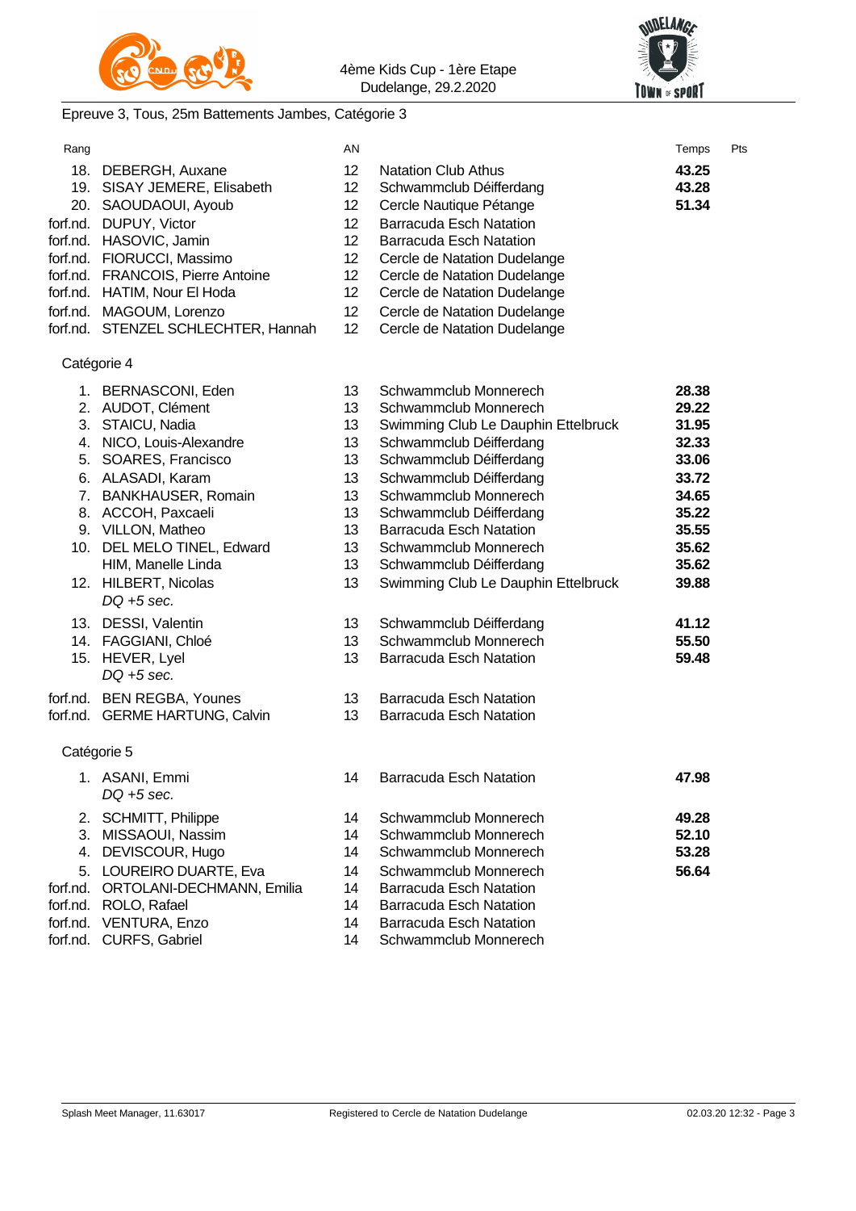Epreuve 3, Tous, 25m Battements Jambes, Catégorie 3

| Rang | | AN | | Temps | Pts |
|---|---|---|---|---|---|
| 18. | DEBERGH, Auxane | 12 | Natation Club Athus | **43.25** | |
| 19. | SISAY JEMERE, Elisabeth | 12 | Schwammclub Déifferdang | **43.28** | |
| 20. | SAOUDAOUI, Ayoub | 12 | Cercle Nautique Pétange | **51.34** | |
| forf.nd. | DUPUY, Victor | 12 | Barracuda Esch Natation | | |
| forf.nd. | HASOVIC, Jamin | 12 | Barracuda Esch Natation | | |
| forf.nd. | FIORUCCI, Massimo | 12 | Cercle de Natation Dudelange | | |
| forf.nd. | FRANCOIS, Pierre Antoine | 12 | Cercle de Natation Dudelange | | |
| forf.nd. | HATIM, Nour El Hoda | 12 | Cercle de Natation Dudelange | | |
| forf.nd. | MAGOUM, Lorenzo | 12 | Cercle de Natation Dudelange | | |
| forf.nd. | STENZEL SCHLECHTER, Hannah | 12 | Cercle de Natation Dudelange | | |

Catégorie 4

| Rang | | AN | | Temps | Pts |
|---|---|---|---|---|---|
| 1. | BERNASCONI, Eden | 13 | Schwammclub Monnerech | **28.38** | |
| 2. | AUDOT, Clément | 13 | Schwammclub Monnerech | **29.22** | |
| 3. | STAICU, Nadia | 13 | Swimming Club Le Dauphin Ettelbruck | **31.95** | |
| 4. | NICO, Louis-Alexandre | 13 | Schwammclub Déifferdang | **32.33** | |
| 5. | SOARES, Francisco | 13 | Schwammclub Déifferdang | **33.06** | |
| 6. | ALASADI, Karam | 13 | Schwammclub Déifferdang | **33.72** | |
| 7. | BANKHAUSER, Romain | 13 | Schwammclub Monnerech | **34.65** | |
| 8. | ACCOH, Paxcaeli | 13 | Schwammclub Déifferdang | **35.22** | |
| 9. | VILLON, Matheo | 13 | Barracuda Esch Natation | **35.55** | |
| 10. | DEL MELO TINEL, Edward | 13 | Schwammclub Monnerech | **35.62** | |
| | HIM, Manelle Linda | 13 | Schwammclub Déifferdang | **35.62** | |
| 12. | HILBERT, Nicolas *DQ +5 sec.* | 13 | Swimming Club Le Dauphin Ettelbruck | **39.88** | |
| 13. | DESSI, Valentin | 13 | Schwammclub Déifferdang | **41.12** | |
| 14. | FAGGIANI, Chloé | 13 | Schwammclub Monnerech | **55.50** | |
| 15. | HEVER, Lyel *DQ +5 sec.* | 13 | Barracuda Esch Natation | **59.48** | |
| forf.nd. | BEN REGBA, Younes | 13 | Barracuda Esch Natation | | |
| forf.nd. | GERME HARTUNG, Calvin | 13 | Barracuda Esch Natation | | |

Catégorie 5

| Rang | | AN | | Temps | Pts |
|---|---|---|---|---|---|
| 1. | ASANI, Emmi *DQ +5 sec.* | 14 | Barracuda Esch Natation | **47.98** | |
| 2. | SCHMITT, Philippe | 14 | Schwammclub Monnerech | **49.28** | |
| 3. | MISSAOUI, Nassim | 14 | Schwammclub Monnerech | **52.10** | |
| 4. | DEVISCOUR, Hugo | 14 | Schwammclub Monnerech | **53.28** | |
| 5. | LOUREIRO DUARTE, Eva | 14 | Schwammclub Monnerech | **56.64** | |
| forf.nd. | ORTOLANI-DECHMANN, Emilia | 14 | Barracuda Esch Natation | | |
| forf.nd. | ROLO, Rafael | 14 | Barracuda Esch Natation | | |
| forf.nd. | VENTURA, Enzo | 14 | Barracuda Esch Natation | | |
| forf.nd. | CURFS, Gabriel | 14 | Schwammclub Monnerech | | |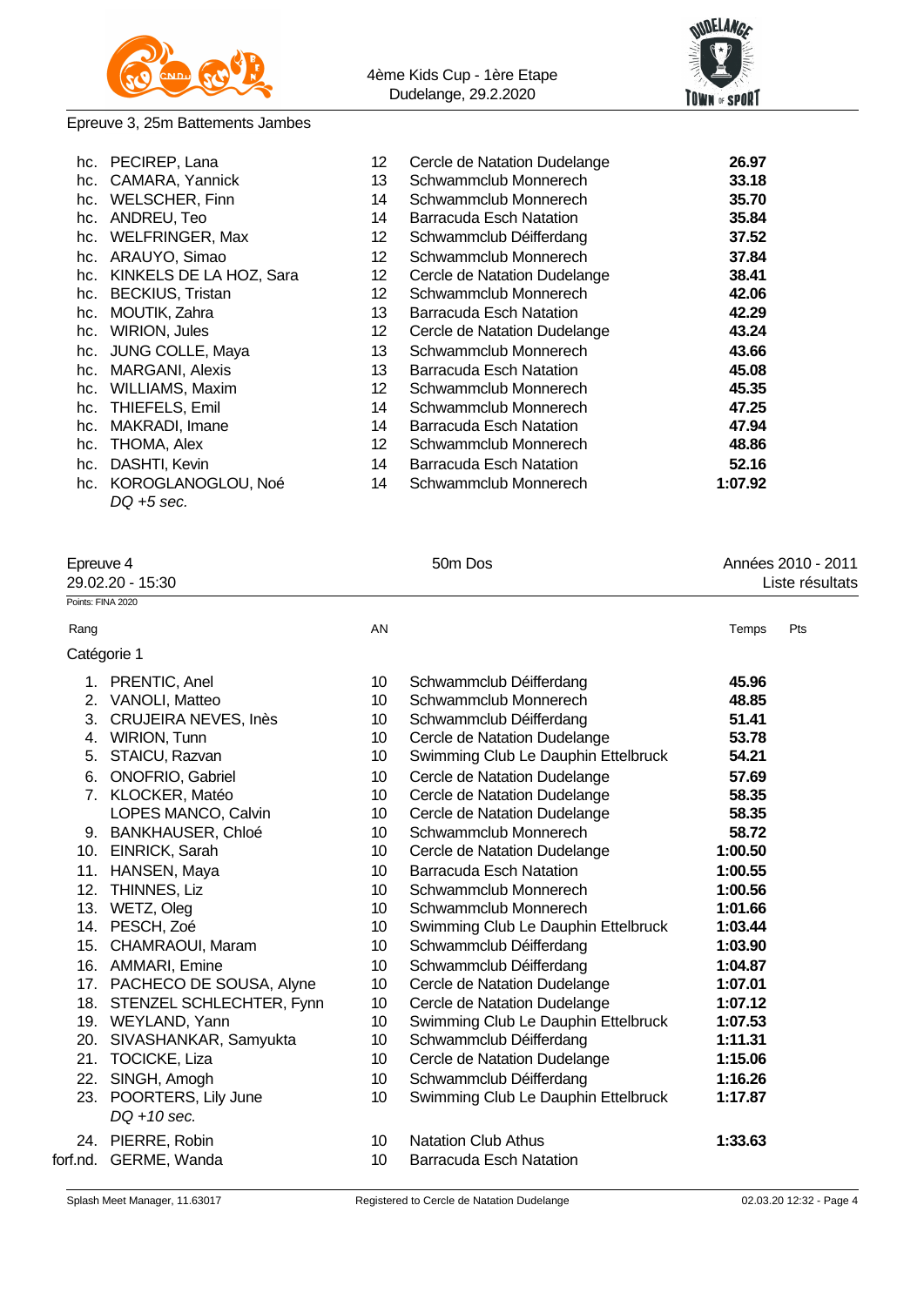Epreuve 3, 25m Battements Jambes

| | | | | |
|---|---|---|---|---|
| hc. | PECIREP, Lana | 12 | Cercle de Natation Dudelange | **26.97** |
| hc. | CAMARA, Yannick | 13 | Schwammclub Monnerech | **33.18** |
| hc. | WELSCHER, Finn | 14 | Schwammclub Monnerech | **35.70** |
| hc. | ANDREU, Teo | 14 | Barracuda Esch Natation | **35.84** |
| hc. | WELFRINGER, Max | 12 | Schwammclub Déifferdang | **37.52** |
| hc. | ARAUYO, Simao | 12 | Schwammclub Monnerech | **37.84** |
| hc. | KINKELS DE LA HOZ, Sara | 12 | Cercle de Natation Dudelange | **38.41** |
| hc. | BECKIUS, Tristan | 12 | Schwammclub Monnerech | **42.06** |
| hc. | MOUTIK, Zahra | 13 | Barracuda Esch Natation | **42.29** |
| hc. | WIRION, Jules | 12 | Cercle de Natation Dudelange | **43.24** |
| hc. | JUNG COLLE, Maya | 13 | Schwammclub Monnerech | **43.66** |
| hc. | MARGANI, Alexis | 13 | Barracuda Esch Natation | **45.08** |
| hc. | WILLIAMS, Maxim | 12 | Schwammclub Monnerech | **45.35** |
| hc. | THIEFELS, Emil | 14 | Schwammclub Monnerech | **47.25** |
| hc. | MAKRADI, Imane | 14 | Barracuda Esch Natation | **47.94** |
| hc. | THOMA, Alex | 12 | Schwammclub Monnerech | **48.86** |
| hc. | DASHTI, Kevin | 14 | Barracuda Esch Natation | **52.16** |
| hc. | KOROGLANOGLOU, Noé *DQ +5 sec.* | 14 | Schwammclub Monnerech | **1:07.92** |

Epreuve 4 — 50m Dos — Années 2010 - 2011

29.02.20 - 15:30 — Liste résultats

Points: FINA 2020

Catégorie 1

| Rang | | AN | | Temps | Pts |
|---|---|---|---|---|---|
| 1. | PRENTIC, Anel | 10 | Schwammclub Déifferdang | **45.96** | |
| 2. | VANOLI, Matteo | 10 | Schwammclub Monnerech | **48.85** | |
| 3. | CRUJEIRA NEVES, Inès | 10 | Schwammclub Déifferdang | **51.41** | |
| 4. | WIRION, Tunn | 10 | Cercle de Natation Dudelange | **53.78** | |
| 5. | STAICU, Razvan | 10 | Swimming Club Le Dauphin Ettelbruck | **54.21** | |
| 6. | ONOFRIO, Gabriel | 10 | Cercle de Natation Dudelange | **57.69** | |
| 7. | KLOCKER, Matéo | 10 | Cercle de Natation Dudelange | **58.35** | |
| | LOPES MANCO, Calvin | 10 | Cercle de Natation Dudelange | **58.35** | |
| 9. | BANKHAUSER, Chloé | 10 | Schwammclub Monnerech | **58.72** | |
| 10. | EINRICK, Sarah | 10 | Cercle de Natation Dudelange | **1:00.50** | |
| 11. | HANSEN, Maya | 10 | Barracuda Esch Natation | **1:00.55** | |
| 12. | THINNES, Liz | 10 | Schwammclub Monnerech | **1:00.56** | |
| 13. | WETZ, Oleg | 10 | Schwammclub Monnerech | **1:01.66** | |
| 14. | PESCH, Zoé | 10 | Swimming Club Le Dauphin Ettelbruck | **1:03.44** | |
| 15. | CHAMRAOUI, Maram | 10 | Schwammclub Déifferdang | **1:03.90** | |
| 16. | AMMARI, Emine | 10 | Schwammclub Déifferdang | **1:04.87** | |
| 17. | PACHECO DE SOUSA, Alyne | 10 | Cercle de Natation Dudelange | **1:07.01** | |
| 18. | STENZEL SCHLECHTER, Fynn | 10 | Cercle de Natation Dudelange | **1:07.12** | |
| 19. | WEYLAND, Yann | 10 | Swimming Club Le Dauphin Ettelbruck | **1:07.53** | |
| 20. | SIVASHANKAR, Samyukta | 10 | Schwammclub Déifferdang | **1:11.31** | |
| 21. | TOCICKE, Liza | 10 | Cercle de Natation Dudelange | **1:15.06** | |
| 22. | SINGH, Amogh | 10 | Schwammclub Déifferdang | **1:16.26** | |
| 23. | POORTERS, Lily June *DQ +10 sec.* | 10 | Swimming Club Le Dauphin Ettelbruck | **1:17.87** | |
| 24. | PIERRE, Robin | 10 | Natation Club Athus | **1:33.63** | |
| forf.nd. | GERME, Wanda | 10 | Barracuda Esch Natation | | |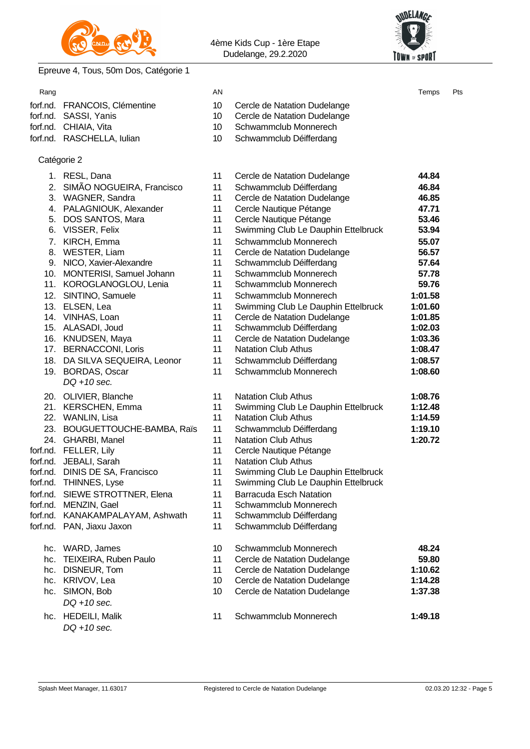4ème Kids Cup - 1ère Etape
Dudelange, 29.2.2020

## Epreuve 4, Tous, 50m Dos, Catégorie 1

| Rang | | AN | | Temps | Pts |
|---|---|---|---|---|---|
| forf.nd. | FRANCOIS, Clémentine | 10 | Cercle de Natation Dudelange | | |
| forf.nd. | SASSI, Yanis | 10 | Cercle de Natation Dudelange | | |
| forf.nd. | CHIAIA, Vita | 10 | Schwammclub Monnerech | | |
| forf.nd. | RASCHELLA, Iulian | 10 | Schwammclub Déifferdang | | |

### Catégorie 2

| Rang | | AN | | Temps | Pts |
|---|---|---|---|---|---|
| 1. | RESL, Dana | 11 | Cercle de Natation Dudelange | **44.84** | |
| 2. | SIMÃO NOGUEIRA, Francisco | 11 | Schwammclub Déifferdang | **46.84** | |
| 3. | WAGNER, Sandra | 11 | Cercle de Natation Dudelange | **46.85** | |
| 4. | PALAGNIOUK, Alexander | 11 | Cercle Nautique Pétange | **47.71** | |
| 5. | DOS SANTOS, Mara | 11 | Cercle Nautique Pétange | **53.46** | |
| 6. | VISSER, Felix | 11 | Swimming Club Le Dauphin Ettelbruck | **53.94** | |
| 7. | KIRCH, Emma | 11 | Schwammclub Monnerech | **55.07** | |
| 8. | WESTER, Liam | 11 | Cercle de Natation Dudelange | **56.57** | |
| 9. | NICO, Xavier-Alexandre | 11 | Schwammclub Déifferdang | **57.64** | |
| 10. | MONTERISI, Samuel Johann | 11 | Schwammclub Monnerech | **57.78** | |
| 11. | KOROGLANOGLOU, Lenia | 11 | Schwammclub Monnerech | **59.76** | |
| 12. | SINTINO, Samuele | 11 | Schwammclub Monnerech | **1:01.58** | |
| 13. | ELSEN, Lea | 11 | Swimming Club Le Dauphin Ettelbruck | **1:01.60** | |
| 14. | VINHAS, Loan | 11 | Cercle de Natation Dudelange | **1:01.85** | |
| 15. | ALASADI, Joud | 11 | Schwammclub Déifferdang | **1:02.03** | |
| 16. | KNUDSEN, Maya | 11 | Cercle de Natation Dudelange | **1:03.36** | |
| 17. | BERNACCONI, Loris | 11 | Natation Club Athus | **1:08.47** | |
| 18. | DA SILVA SEQUEIRA, Leonor | 11 | Schwammclub Déifferdang | **1:08.57** | |
| 19. | BORDAS, Oscar *DQ +10 sec.* | 11 | Schwammclub Monnerech | **1:08.60** | |
| 20. | OLIVIER, Blanche | 11 | Natation Club Athus | **1:08.76** | |
| 21. | KERSCHEN, Emma | 11 | Swimming Club Le Dauphin Ettelbruck | **1:12.48** | |
| 22. | WANLIN, Lisa | 11 | Natation Club Athus | **1:14.59** | |
| 23. | BOUGUETTOUCHE-BAMBA, Raïs | 11 | Schwammclub Déifferdang | **1:19.10** | |
| 24. | GHARBI, Manel | 11 | Natation Club Athus | **1:20.72** | |
| forf.nd. | FELLER, Lily | 11 | Cercle Nautique Pétange | | |
| forf.nd. | JEBALI, Sarah | 11 | Natation Club Athus | | |
| forf.nd. | DINIS DE SA, Francisco | 11 | Swimming Club Le Dauphin Ettelbruck | | |
| forf.nd. | THINNES, Lyse | 11 | Swimming Club Le Dauphin Ettelbruck | | |
| forf.nd. | SIEWE STROTTNER, Elena | 11 | Barracuda Esch Natation | | |
| forf.nd. | MENZIN, Gael | 11 | Schwammclub Monnerech | | |
| forf.nd. | KANAKAMPALAYAM, Ashwath | 11 | Schwammclub Déifferdang | | |
| forf.nd. | PAN, Jiaxu Jaxon | 11 | Schwammclub Déifferdang | | |
| hc. | WARD, James | 10 | Schwammclub Monnerech | **48.24** | |
| hc. | TEIXEIRA, Ruben Paulo | 11 | Cercle de Natation Dudelange | **59.80** | |
| hc. | DISNEUR, Tom | 11 | Cercle de Natation Dudelange | **1:10.62** | |
| hc. | KRIVOV, Lea | 10 | Cercle de Natation Dudelange | **1:14.28** | |
| hc. | SIMON, Bob *DQ +10 sec.* | 10 | Cercle de Natation Dudelange | **1:37.38** | |
| hc. | HEDEILI, Malik *DQ +10 sec.* | 11 | Schwammclub Monnerech | **1:49.18** | |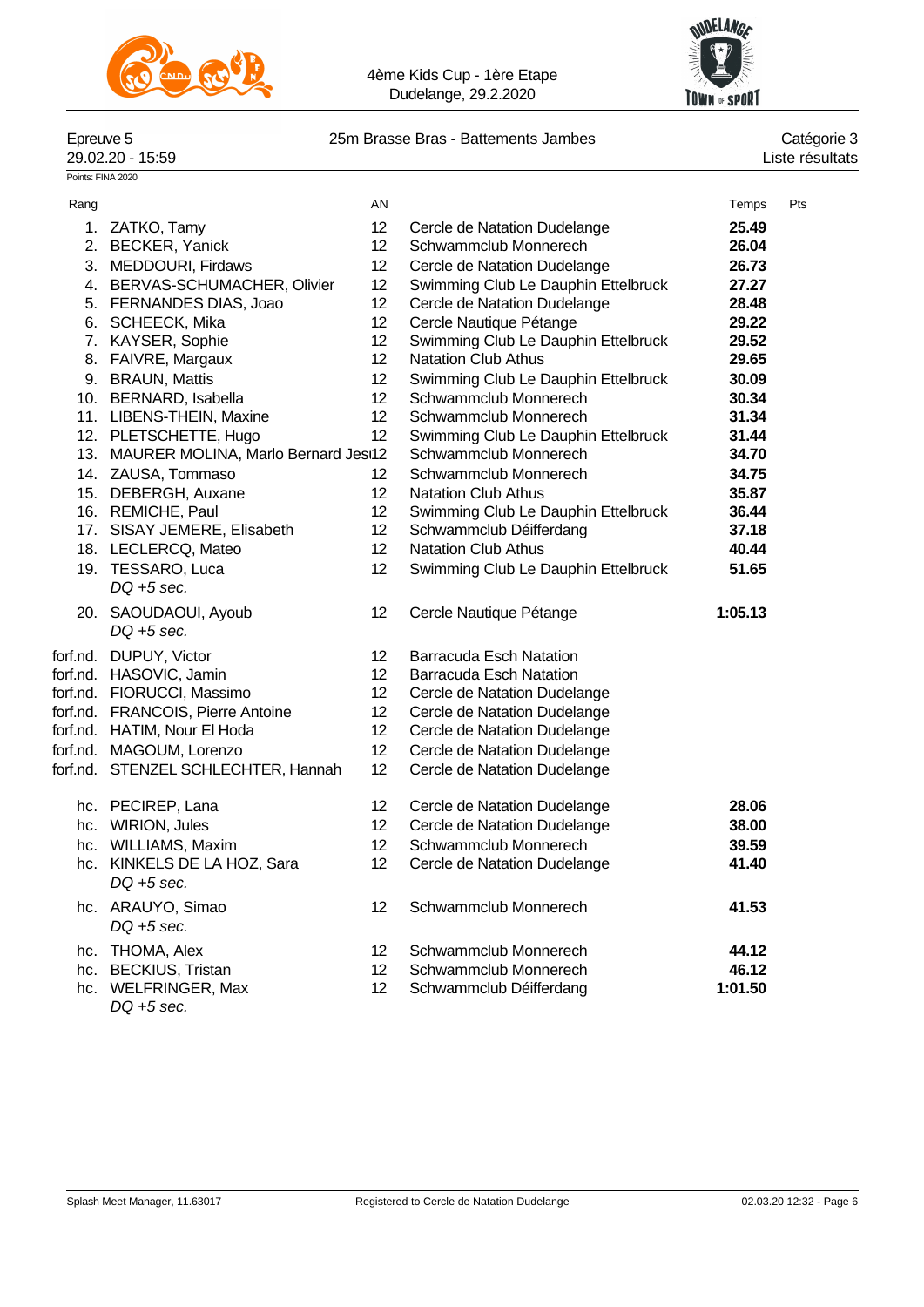4ème Kids Cup - 1ère Etape
Dudelange, 29.2.2020

Epreuve 5 — 25m Brasse Bras - Battements Jambes — Catégorie 3
29.02.20 - 15:59 — Liste résultats

Points: FINA 2020

| Rang | | AN | | Temps | Pts |
|---|---|---|---|---|---|
| 1. | ZATKO, Tamy | 12 | Cercle de Natation Dudelange | **25.49** | |
| 2. | BECKER, Yanick | 12 | Schwammclub Monnerech | **26.04** | |
| 3. | MEDDOURI, Firdaws | 12 | Cercle de Natation Dudelange | **26.73** | |
| 4. | BERVAS-SCHUMACHER, Olivier | 12 | Swimming Club Le Dauphin Ettelbruck | **27.27** | |
| 5. | FERNANDES DIAS, Joao | 12 | Cercle de Natation Dudelange | **28.48** | |
| 6. | SCHEECK, Mika | 12 | Cercle Nautique Pétange | **29.22** | |
| 7. | KAYSER, Sophie | 12 | Swimming Club Le Dauphin Ettelbruck | **29.52** | |
| 8. | FAIVRE, Margaux | 12 | Natation Club Athus | **29.65** | |
| 9. | BRAUN, Mattis | 12 | Swimming Club Le Dauphin Ettelbruck | **30.09** | |
| 10. | BERNARD, Isabella | 12 | Schwammclub Monnerech | **30.34** | |
| 11. | LIBENS-THEIN, Maxine | 12 | Schwammclub Monnerech | **31.34** | |
| 12. | PLETSCHETTE, Hugo | 12 | Swimming Club Le Dauphin Ettelbruck | **31.44** | |
| 13. | MAURER MOLINA, Marlo Bernard Jesi | 12 | Schwammclub Monnerech | **34.70** | |
| 14. | ZAUSA, Tommaso | 12 | Schwammclub Monnerech | **34.75** | |
| 15. | DEBERGH, Auxane | 12 | Natation Club Athus | **35.87** | |
| 16. | REMICHE, Paul | 12 | Swimming Club Le Dauphin Ettelbruck | **36.44** | |
| 17. | SISAY JEMERE, Elisabeth | 12 | Schwammclub Déifferdang | **37.18** | |
| 18. | LECLERCQ, Mateo | 12 | Natation Club Athus | **40.44** | |
| 19. | TESSARO, Luca *DQ +5 sec.* | 12 | Swimming Club Le Dauphin Ettelbruck | **51.65** | |
| 20. | SAOUDAOUI, Ayoub *DQ +5 sec.* | 12 | Cercle Nautique Pétange | **1:05.13** | |
| forf.nd. | DUPUY, Victor | 12 | Barracuda Esch Natation | | |
| forf.nd. | HASOVIC, Jamin | 12 | Barracuda Esch Natation | | |
| forf.nd. | FIORUCCI, Massimo | 12 | Cercle de Natation Dudelange | | |
| forf.nd. | FRANCOIS, Pierre Antoine | 12 | Cercle de Natation Dudelange | | |
| forf.nd. | HATIM, Nour El Hoda | 12 | Cercle de Natation Dudelange | | |
| forf.nd. | MAGOUM, Lorenzo | 12 | Cercle de Natation Dudelange | | |
| forf.nd. | STENZEL SCHLECHTER, Hannah | 12 | Cercle de Natation Dudelange | | |
| hc. | PECIREP, Lana | 12 | Cercle de Natation Dudelange | **28.06** | |
| hc. | WIRION, Jules | 12 | Cercle de Natation Dudelange | **38.00** | |
| hc. | WILLIAMS, Maxim | 12 | Schwammclub Monnerech | **39.59** | |
| hc. | KINKELS DE LA HOZ, Sara *DQ +5 sec.* | 12 | Cercle de Natation Dudelange | **41.40** | |
| hc. | ARAUYO, Simao *DQ +5 sec.* | 12 | Schwammclub Monnerech | **41.53** | |
| hc. | THOMA, Alex | 12 | Schwammclub Monnerech | **44.12** | |
| hc. | BECKIUS, Tristan | 12 | Schwammclub Monnerech | **46.12** | |
| hc. | WELFRINGER, Max *DQ +5 sec.* | 12 | Schwammclub Déifferdang | **1:01.50** | |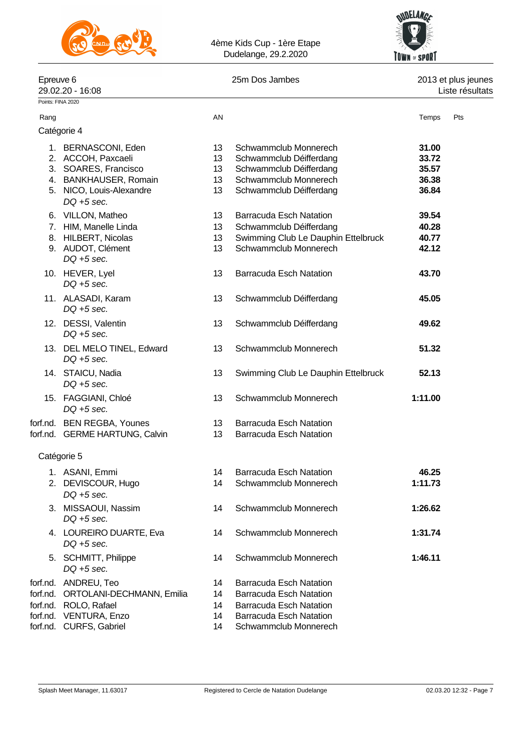4ème Kids Cup - 1ère Etape
Dudelange, 29.2.2020

Epreuve 6 — 25m Dos Jambes — 2013 et plus jeunes
29.02.20 - 16:08 — Liste résultats

Points: FINA 2020

| Rang | | AN | | Temps | Pts |
|---|---|---|---|---|---|
| **Catégorie 4** | | | | | |
| 1. | BERNASCONI, Eden | 13 | Schwammclub Monnerech | **31.00** | |
| 2. | ACCOH, Paxcaeli | 13 | Schwammclub Déifferdang | **33.72** | |
| 3. | SOARES, Francisco | 13 | Schwammclub Déifferdang | **35.57** | |
| 4. | BANKHAUSER, Romain | 13 | Schwammclub Monnerech | **36.38** | |
| 5. | NICO, Louis-Alexandre *DQ +5 sec.* | 13 | Schwammclub Déifferdang | **36.84** | |
| 6. | VILLON, Matheo | 13 | Barracuda Esch Natation | **39.54** | |
| 7. | HIM, Manelle Linda | 13 | Schwammclub Déifferdang | **40.28** | |
| 8. | HILBERT, Nicolas | 13 | Swimming Club Le Dauphin Ettelbruck | **40.77** | |
| 9. | AUDOT, Clément *DQ +5 sec.* | 13 | Schwammclub Monnerech | **42.12** | |
| 10. | HEVER, Lyel *DQ +5 sec.* | 13 | Barracuda Esch Natation | **43.70** | |
| 11. | ALASADI, Karam *DQ +5 sec.* | 13 | Schwammclub Déifferdang | **45.05** | |
| 12. | DESSI, Valentin *DQ +5 sec.* | 13 | Schwammclub Déifferdang | **49.62** | |
| 13. | DEL MELO TINEL, Edward *DQ +5 sec.* | 13 | Schwammclub Monnerech | **51.32** | |
| 14. | STAICU, Nadia *DQ +5 sec.* | 13 | Swimming Club Le Dauphin Ettelbruck | **52.13** | |
| 15. | FAGGIANI, Chloé *DQ +5 sec.* | 13 | Schwammclub Monnerech | **1:11.00** | |
| forf.nd. | BEN REGBA, Younes | 13 | Barracuda Esch Natation | | |
| forf.nd. | GERME HARTUNG, Calvin | 13 | Barracuda Esch Natation | | |
| **Catégorie 5** | | | | | |
| 1. | ASANI, Emmi | 14 | Barracuda Esch Natation | **46.25** | |
| 2. | DEVISCOUR, Hugo *DQ +5 sec.* | 14 | Schwammclub Monnerech | **1:11.73** | |
| 3. | MISSAOUI, Nassim *DQ +5 sec.* | 14 | Schwammclub Monnerech | **1:26.62** | |
| 4. | LOUREIRO DUARTE, Eva *DQ +5 sec.* | 14 | Schwammclub Monnerech | **1:31.74** | |
| 5. | SCHMITT, Philippe *DQ +5 sec.* | 14 | Schwammclub Monnerech | **1:46.11** | |
| forf.nd. | ANDREU, Teo | 14 | Barracuda Esch Natation | | |
| forf.nd. | ORTOLANI-DECHMANN, Emilia | 14 | Barracuda Esch Natation | | |
| forf.nd. | ROLO, Rafael | 14 | Barracuda Esch Natation | | |
| forf.nd. | VENTURA, Enzo | 14 | Barracuda Esch Natation | | |
| forf.nd. | CURFS, Gabriel | 14 | Schwammclub Monnerech | | |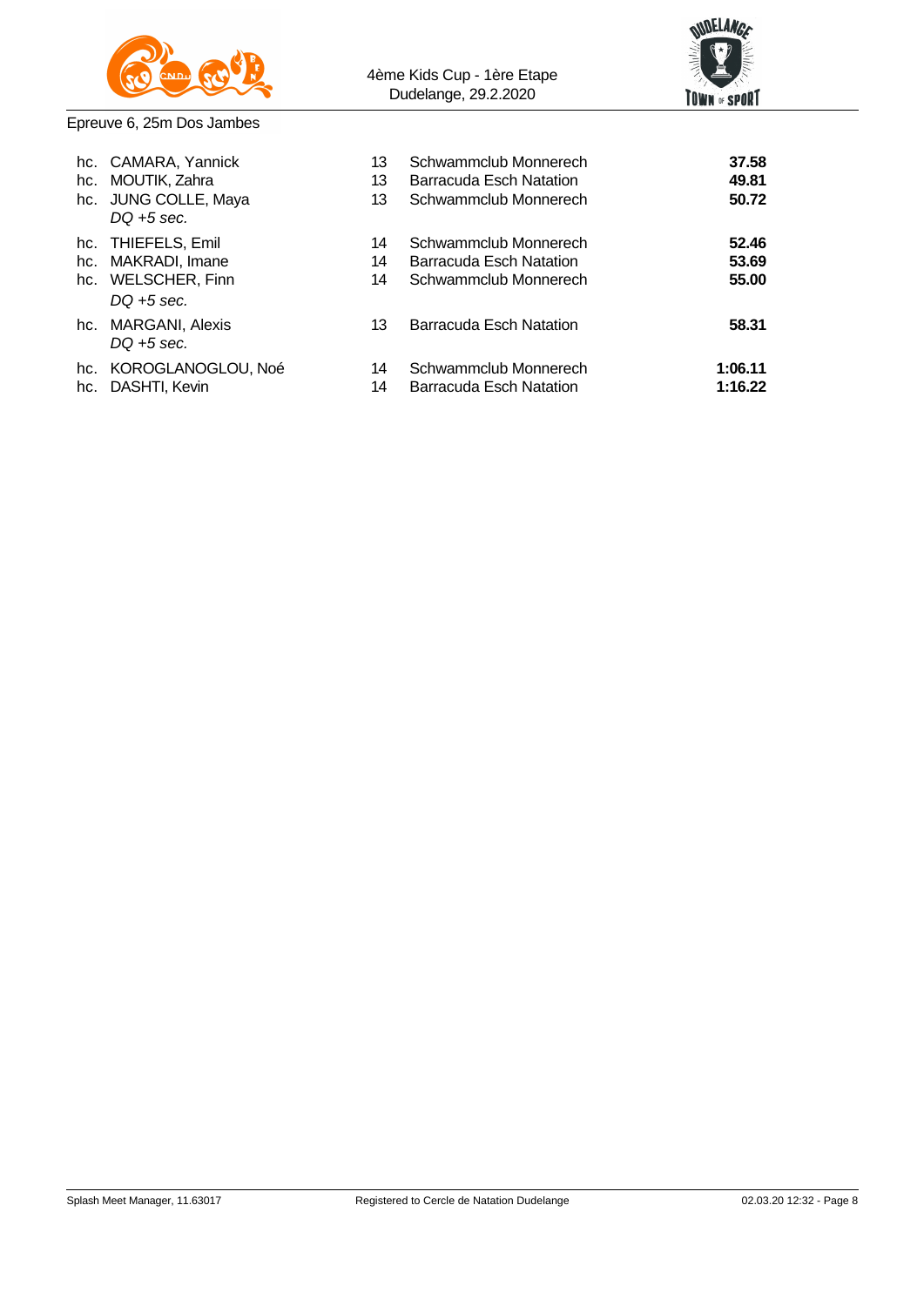## Epreuve 6, 25m Dos Jambes

| | | | | |
|---|---|---|---|---|
| hc. | CAMARA, Yannick | 13 | Schwammclub Monnerech | **37.58** |
| hc. | MOUTIK, Zahra | 13 | Barracuda Esch Natation | **49.81** |
| hc. | JUNG COLLE, Maya *DQ +5 sec.* | 13 | Schwammclub Monnerech | **50.72** |
| hc. | THIEFELS, Emil | 14 | Schwammclub Monnerech | **52.46** |
| hc. | MAKRADI, Imane | 14 | Barracuda Esch Natation | **53.69** |
| hc. | WELSCHER, Finn *DQ +5 sec.* | 14 | Schwammclub Monnerech | **55.00** |
| hc. | MARGANI, Alexis *DQ +5 sec.* | 13 | Barracuda Esch Natation | **58.31** |
| hc. | KOROGLANOGLOU, Noé | 14 | Schwammclub Monnerech | **1:06.11** |
| hc. | DASHTI, Kevin | 14 | Barracuda Esch Natation | **1:16.22** |